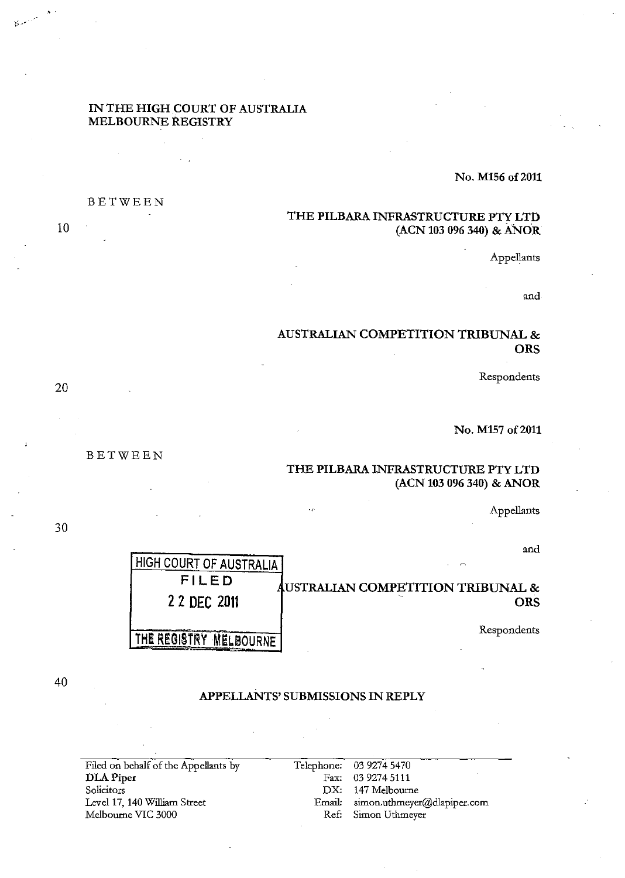IN THE HIGH COURT OF AUSTRALIA
MELBOURNE REGISTRY

**No. M156 of 2011**

BETWEEN

**THE PILBARA INFRASTRUCTURE PTY LTD**
**(ACN 103 096 340) & ANOR**

Appellants

and

**AUSTRALIAN COMPETITION TRIBUNAL & ORS**

Respondents

**No. M157 of 2011**

BETWEEN

**THE PILBARA INFRASTRUCTURE PTY LTD**
**(ACN 103 096 340) & ANOR**

Appellants

and

**AUSTRALIAN COMPETITION TRIBUNAL & ORS**

Respondents

HIGH COURT OF AUSTRALIA
FILED
22 DEC 2011
THE REGISTRY MELBOURNE

## APPELLANTS' SUBMISSIONS IN REPLY

| Filed on behalf of the Appellants by | |
|---|---|
| **DLA Piper** | Telephone: 03 9274 5470 |
| Solicitors | Fax: 03 9274 5111 |
| Level 17, 140 William Street | DX: 147 Melbourne |
| Melbourne VIC 3000 | Email: simon.uthmeyer@dlapiper.com |
| | Ref: Simon Uthmeyer |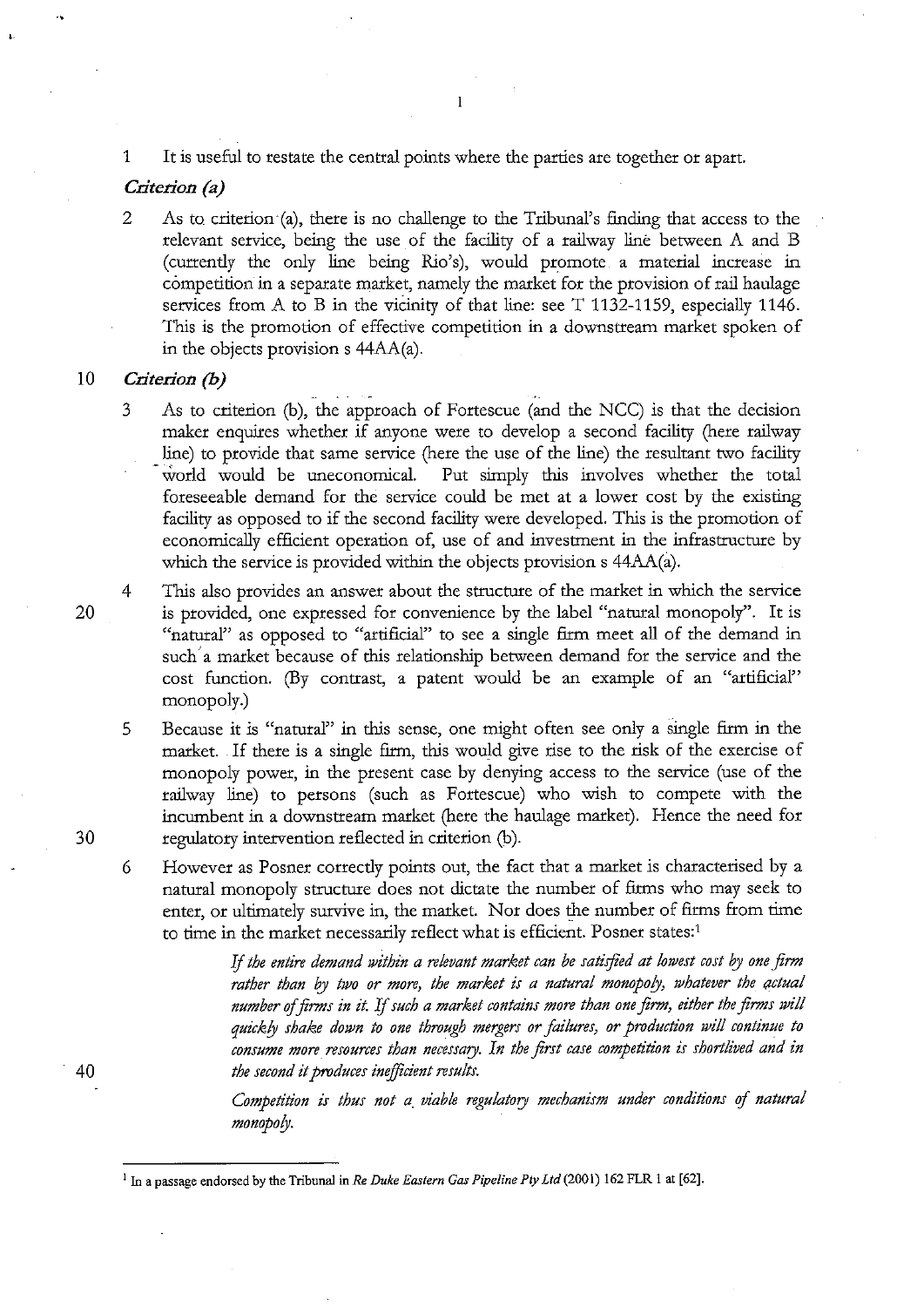1 It is useful to restate the central points where the parties are together or apart.

*Criterion (a)*

2 As to criterion (a), there is no challenge to the Tribunal's finding that access to the relevant service, being the use of the facility of a railway line between A and B (currently the only line being Rio's), would promote a material increase in competition in a separate market, namely the market for the provision of rail haulage services from A to B in the vicinity of that line: see T 1132-1159, especially 1146. This is the promotion of effective competition in a downstream market spoken of in the objects provision s 44AA(a).

*Criterion (b)*

3 As to criterion (b), the approach of Fortescue (and the NCC) is that the decision maker enquires whether if anyone were to develop a second facility (here railway line) to provide that same service (here the use of the line) the resultant two facility world would be uneconomical. Put simply this involves whether the total foreseeable demand for the service could be met at a lower cost by the existing facility as opposed to if the second facility were developed. This is the promotion of economically efficient operation of, use of and investment in the infrastructure by which the service is provided within the objects provision s 44AA(a).

4 This also provides an answer about the structure of the market in which the service is provided, one expressed for convenience by the label "natural monopoly". It is "natural" as opposed to "artificial" to see a single firm meet all of the demand in such a market because of this relationship between demand for the service and the cost function. (By contrast, a patent would be an example of an "artificial" monopoly.)

5 Because it is "natural" in this sense, one might often see only a single firm in the market. If there is a single firm, this would give rise to the risk of the exercise of monopoly power, in the present case by denying access to the service (use of the railway line) to persons (such as Fortescue) who wish to compete with the incumbent in a downstream market (here the haulage market). Hence the need for regulatory intervention reflected in criterion (b).

6 However as Posner correctly points out, the fact that a market is characterised by a natural monopoly structure does not dictate the number of firms who may seek to enter, or ultimately survive in, the market. Nor does the number of firms from time to time in the market necessarily reflect what is efficient. Posner states:[1]

> *If the entire demand within a relevant market can be satisfied at lowest cost by one firm rather than by two or more, the market is a natural monopoly, whatever the actual number of firms in it. If such a market contains more than one firm, either the firms will quickly shake down to one through mergers or failures, or production will continue to consume more resources than necessary. In the first case competition is shortlived and in the second it produces inefficient results.*
>
> *Competition is thus not a viable regulatory mechanism under conditions of natural monopoly.*

---

[1] In a passage endorsed by the Tribunal in *Re Duke Eastern Gas Pipeline Pty Ltd* (2001) 162 FLR 1 at [62].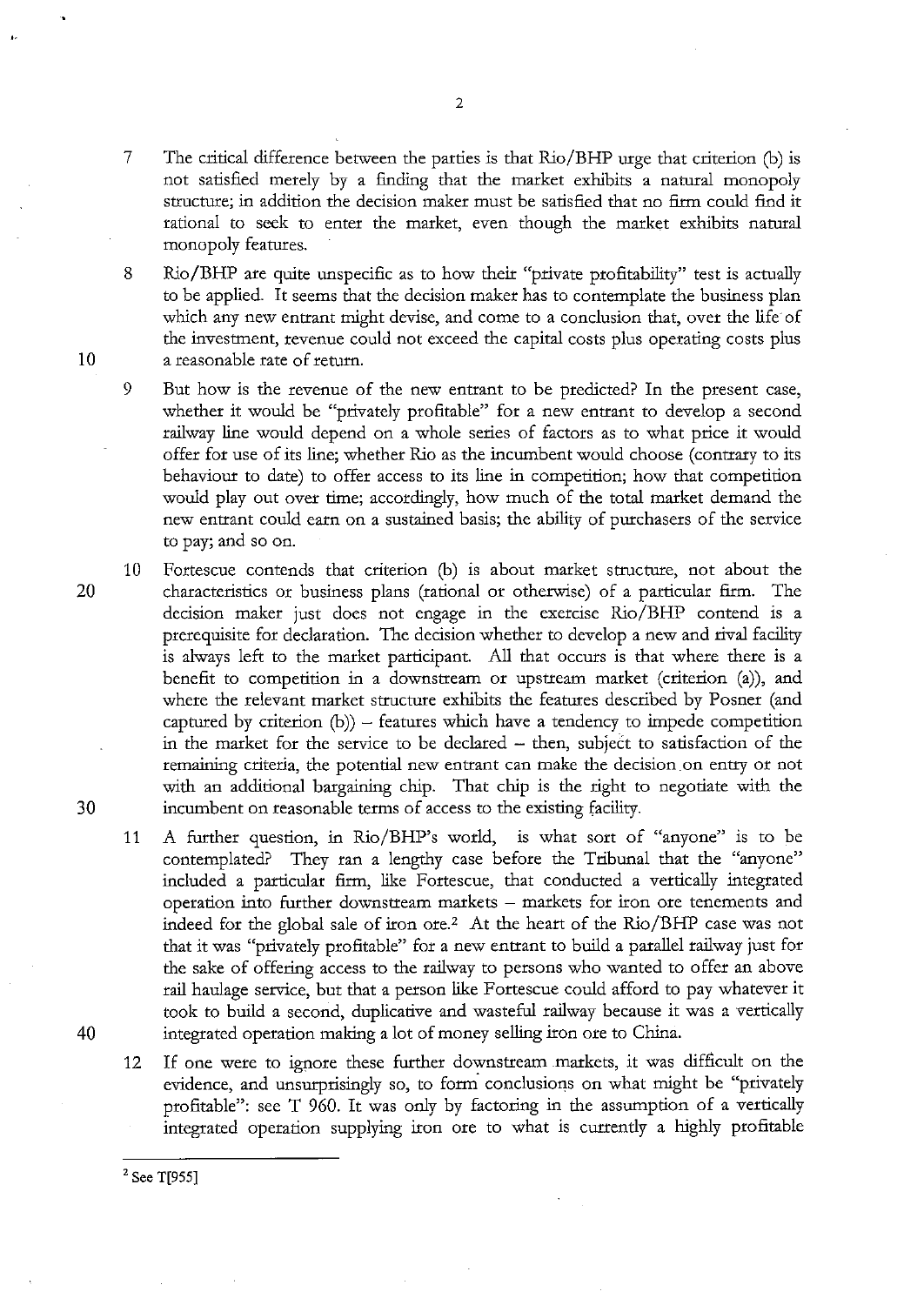7 The critical difference between the parties is that Rio/BHP urge that criterion (b) is not satisfied merely by a finding that the market exhibits a natural monopoly structure; in addition the decision maker must be satisfied that no firm could find it rational to seek to enter the market, even though the market exhibits natural monopoly features.

8 Rio/BHP are quite unspecific as to how their "private profitability" test is actually to be applied. It seems that the decision maker has to contemplate the business plan which any new entrant might devise, and come to a conclusion that, over the life of the investment, revenue could not exceed the capital costs plus operating costs plus a reasonable rate of return.

9 But how is the revenue of the new entrant to be predicted? In the present case, whether it would be "privately profitable" for a new entrant to develop a second railway line would depend on a whole series of factors as to what price it would offer for use of its line; whether Rio as the incumbent would choose (contrary to its behaviour to date) to offer access to its line in competition; how that competition would play out over time; accordingly, how much of the total market demand the new entrant could earn on a sustained basis; the ability of purchasers of the service to pay; and so on.

10 Fortescue contends that criterion (b) is about market structure, not about the characteristics or business plans (rational or otherwise) of a particular firm. The decision maker just does not engage in the exercise Rio/BHP contend is a prerequisite for declaration. The decision whether to develop a new and rival facility is always left to the market participant. All that occurs is that where there is a benefit to competition in a downstream or upstream market (criterion (a)), and where the relevant market structure exhibits the features described by Posner (and captured by criterion (b)) – features which have a tendency to impede competition in the market for the service to be declared – then, subject to satisfaction of the remaining criteria, the potential new entrant can make the decision on entry or not with an additional bargaining chip. That chip is the right to negotiate with the incumbent on reasonable terms of access to the existing facility.

11 A further question, in Rio/BHP's world, is what sort of "anyone" is to be contemplated? They ran a lengthy case before the Tribunal that the "anyone" included a particular firm, like Fortescue, that conducted a vertically integrated operation into further downstream markets – markets for iron ore tenements and indeed for the global sale of iron ore.[2] At the heart of the Rio/BHP case was not that it was "privately profitable" for a new entrant to build a parallel railway just for the sake of offering access to the railway to persons who wanted to offer an above rail haulage service, but that a person like Fortescue could afford to pay whatever it took to build a second, duplicative and wasteful railway because it was a vertically integrated operation making a lot of money selling iron ore to China.

12 If one were to ignore these further downstream markets, it was difficult on the evidence, and unsurprisingly so, to form conclusions on what might be "privately profitable": see T 960. It was only by factoring in the assumption of a vertically integrated operation supplying iron ore to what is currently a highly profitable

[2] See T[955]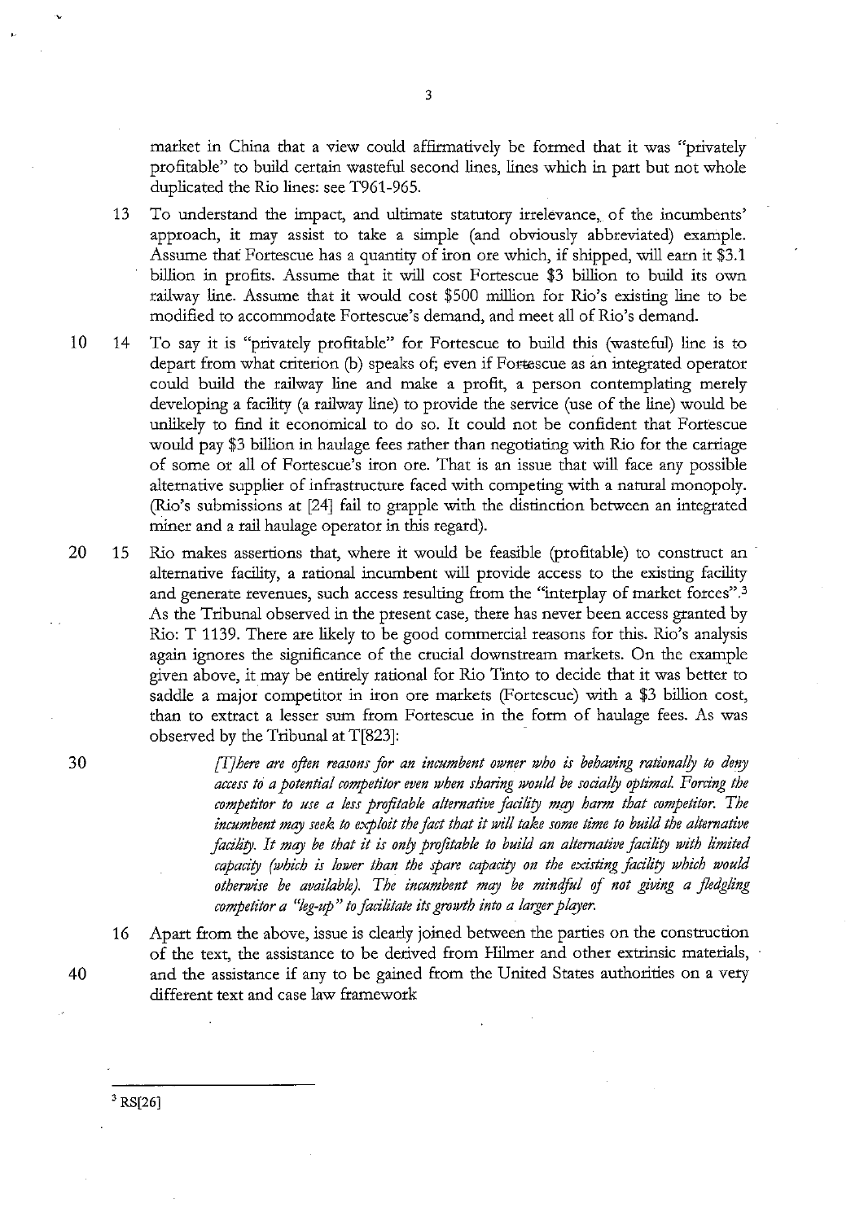market in China that a view could affirmatively be formed that it was "privately profitable" to build certain wasteful second lines, lines which in part but not whole duplicated the Rio lines: see T961-965.

13 To understand the impact, and ultimate statutory irrelevance, of the incumbents' approach, it may assist to take a simple (and obviously abbreviated) example. Assume that Fortescue has a quantity of iron ore which, if shipped, will earn it $3.1 billion in profits. Assume that it will cost Fortescue $3 billion to build its own railway line. Assume that it would cost $500 million for Rio's existing line to be modified to accommodate Fortescue's demand, and meet all of Rio's demand.

14 To say it is "privately profitable" for Fortescue to build this (wasteful) line is to depart from what criterion (b) speaks of; even if Fortescue as an integrated operator could build the railway line and make a profit, a person contemplating merely developing a facility (a railway line) to provide the service (use of the line) would be unlikely to find it economical to do so. It could not be confident that Fortescue would pay $3 billion in haulage fees rather than negotiating with Rio for the carriage of some or all of Fortescue's iron ore. That is an issue that will face any possible alternative supplier of infrastructure faced with competing with a natural monopoly. (Rio's submissions at [24] fail to grapple with the distinction between an integrated miner and a rail haulage operator in this regard).

15 Rio makes assertions that, where it would be feasible (profitable) to construct an alternative facility, a rational incumbent will provide access to the existing facility and generate revenues, such access resulting from the "interplay of market forces".[3] As the Tribunal observed in the present case, there has never been access granted by Rio: T 1139. There are likely to be good commercial reasons for this. Rio's analysis again ignores the significance of the crucial downstream markets. On the example given above, it may be entirely rational for Rio Tinto to decide that it was better to saddle a major competitor in iron ore markets (Fortescue) with a $3 billion cost, than to extract a lesser sum from Fortescue in the form of haulage fees. As was observed by the Tribunal at T[823]:

> *[T]here are often reasons for an incumbent owner who is behaving rationally to deny access to a potential competitor even when sharing would be socially optimal. Forcing the competitor to use a less profitable alternative facility may harm that competitor. The incumbent may seek to exploit the fact that it will take some time to build the alternative facility. It may be that it is only profitable to build an alternative facility with limited capacity (which is lower than the spare capacity on the existing facility which would otherwise be available). The incumbent may be mindful of not giving a fledgling competitor a "leg-up" to facilitate its growth into a larger player.*

16 Apart from the above, issue is clearly joined between the parties on the construction of the text, the assistance to be derived from Hilmer and other extrinsic materials, and the assistance if any to be gained from the United States authorities on a very different text and case law framework

[3] RS[26]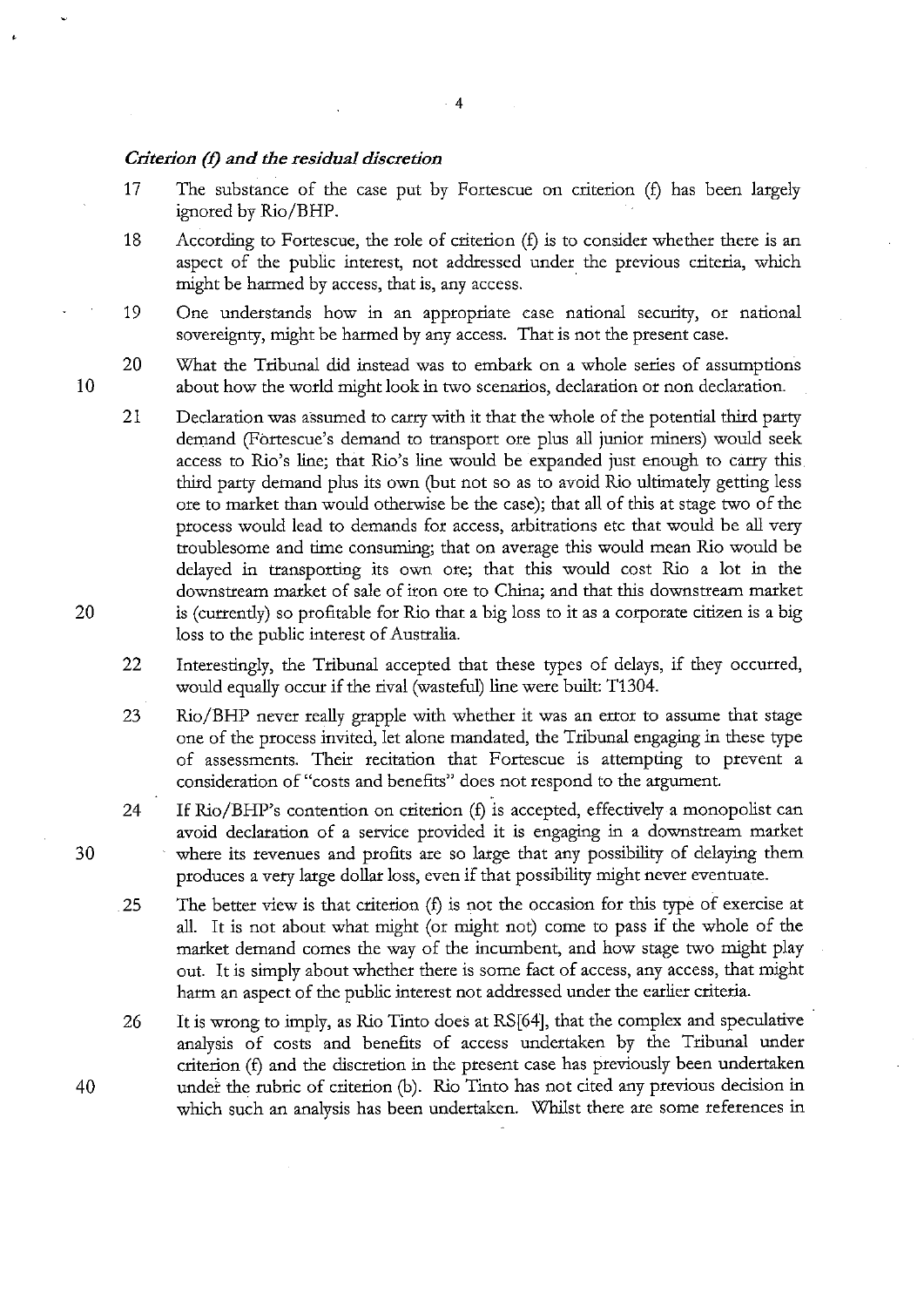### *Criterion (f) and the residual discretion*

17 The substance of the case put by Fortescue on criterion (f) has been largely ignored by Rio/BHP.

18 According to Fortescue, the role of criterion (f) is to consider whether there is an aspect of the public interest, not addressed under the previous criteria, which might be harmed by access, that is, any access.

19 One understands how in an appropriate case national security, or national sovereignty, might be harmed by any access. That is not the present case.

20 What the Tribunal did instead was to embark on a whole series of assumptions about how the world might look in two scenarios, declaration or non declaration.

21 Declaration was assumed to carry with it that the whole of the potential third party demand (Fortescue's demand to transport ore plus all junior miners) would seek access to Rio's line; that Rio's line would be expanded just enough to carry this third party demand plus its own (but not so as to avoid Rio ultimately getting less ore to market than would otherwise be the case); that all of this at stage two of the process would lead to demands for access, arbitrations etc that would be all very troublesome and time consuming; that on average this would mean Rio would be delayed in transporting its own ore; that this would cost Rio a lot in the downstream market of sale of iron ore to China; and that this downstream market is (currently) so profitable for Rio that a big loss to it as a corporate citizen is a big loss to the public interest of Australia.

22 Interestingly, the Tribunal accepted that these types of delays, if they occurred, would equally occur if the rival (wasteful) line were built: T1304.

23 Rio/BHP never really grapple with whether it was an error to assume that stage one of the process invited, let alone mandated, the Tribunal engaging in these type of assessments. Their recitation that Fortescue is attempting to prevent a consideration of "costs and benefits" does not respond to the argument.

24 If Rio/BHP's contention on criterion (f) is accepted, effectively a monopolist can avoid declaration of a service provided it is engaging in a downstream market where its revenues and profits are so large that any possibility of delaying them produces a very large dollar loss, even if that possibility might never eventuate.

25 The better view is that criterion (f) is not the occasion for this type of exercise at all. It is not about what might (or might not) come to pass if the whole of the market demand comes the way of the incumbent, and how stage two might play out. It is simply about whether there is some fact of access, any access, that might harm an aspect of the public interest not addressed under the earlier criteria.

26 It is wrong to imply, as Rio Tinto does at RS[64], that the complex and speculative analysis of costs and benefits of access undertaken by the Tribunal under criterion (f) and the discretion in the present case has previously been undertaken under the rubric of criterion (b). Rio Tinto has not cited any previous decision in which such an analysis has been undertaken. Whilst there are some references in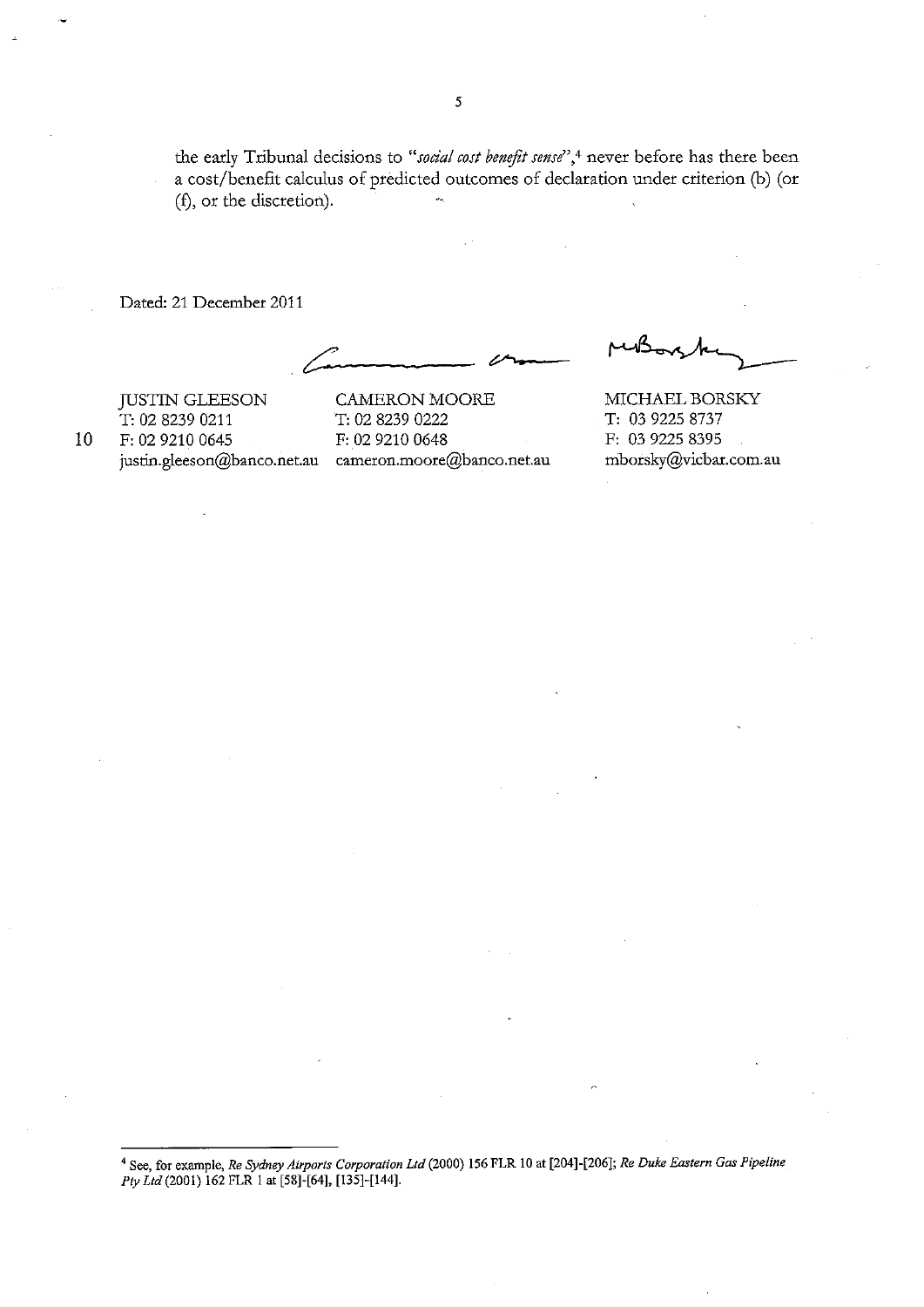the early Tribunal decisions to "*social cost benefit sense*",[4] never before has there been a cost/benefit calculus of predicted outcomes of declaration under criterion (b) (or (f), or the discretion).

Dated: 21 December 2011

| | | |
|---|---|---|
| JUSTIN GLEESON | CAMERON MOORE | MICHAEL BORSKY |
| T: 02 8239 0211 | T: 02 8239 0222 | T: 03 9225 8737 |
| F: 02 9210 0645 | F: 02 9210 0648 | F: 03 9225 8395 |
| justin.gleeson@banco.net.au | cameron.moore@banco.net.au | mborsky@vicbar.com.au |

---

[4] See, for example, *Re Sydney Airports Corporation Ltd* (2000) 156 FLR 10 at [204]-[206]; *Re Duke Eastern Gas Pipeline Pty Ltd* (2001) 162 FLR 1 at [58]-[64], [135]-[144].